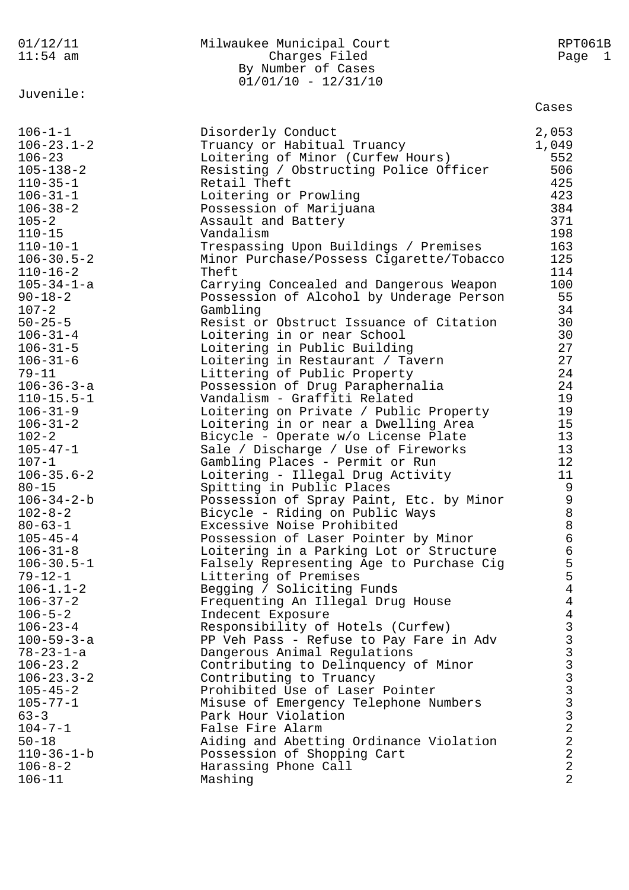# Milwaukee Municipal Court

## Charges Filed
### By Number of Cases
### 01/01/10 - 12/31/10

01/12/11 11:54 am — RPT061B

**Juvenile:**

| Code | Charge | Cases |
|---|---|---|
| 106-1-1 | Disorderly Conduct | 2,053 |
| 106-23.1-2 | Truancy or Habitual Truancy | 1,049 |
| 106-23 | Loitering of Minor (Curfew Hours) | 552 |
| 105-138-2 | Resisting / Obstructing Police Officer | 506 |
| 110-35-1 | Retail Theft | 425 |
| 106-31-1 | Loitering or Prowling | 423 |
| 106-38-2 | Possession of Marijuana | 384 |
| 105-2 | Assault and Battery | 371 |
| 110-15 | Vandalism | 198 |
| 110-10-1 | Trespassing Upon Buildings / Premises | 163 |
| 106-30.5-2 | Minor Purchase/Possess Cigarette/Tobacco | 125 |
| 110-16-2 | Theft | 114 |
| 105-34-1-a | Carrying Concealed and Dangerous Weapon | 100 |
| 90-18-2 | Possession of Alcohol by Underage Person | 55 |
| 107-2 | Gambling | 34 |
| 50-25-5 | Resist or Obstruct Issuance of Citation | 30 |
| 106-31-4 | Loitering in or near School | 30 |
| 106-31-5 | Loitering in Public Building | 27 |
| 106-31-6 | Loitering in Restaurant / Tavern | 27 |
| 79-11 | Littering of Public Property | 24 |
| 106-36-3-a | Possession of Drug Paraphernalia | 24 |
| 110-15.5-1 | Vandalism - Graffiti Related | 19 |
| 106-31-9 | Loitering on Private / Public Property | 19 |
| 106-31-2 | Loitering in or near a Dwelling Area | 15 |
| 102-2 | Bicycle - Operate w/o License Plate | 13 |
| 105-47-1 | Sale / Discharge / Use of Fireworks | 13 |
| 107-1 | Gambling Places - Permit or Run | 12 |
| 106-35.6-2 | Loitering - Illegal Drug Activity | 11 |
| 80-15 | Spitting in Public Places | 9 |
| 106-34-2-b | Possession of Spray Paint, Etc. by Minor | 9 |
| 102-8-2 | Bicycle - Riding on Public Ways | 8 |
| 80-63-1 | Excessive Noise Prohibited | 8 |
| 105-45-4 | Possession of Laser Pointer by Minor | 6 |
| 106-31-8 | Loitering in a Parking Lot or Structure | 6 |
| 106-30.5-1 | Falsely Representing Age to Purchase Cig | 5 |
| 79-12-1 | Littering of Premises | 5 |
| 106-1.1-2 | Begging / Soliciting Funds | 4 |
| 106-37-2 | Frequenting An Illegal Drug House | 4 |
| 106-5-2 | Indecent Exposure | 4 |
| 106-23-4 | Responsibility of Hotels (Curfew) | 3 |
| 100-59-3-a | PP Veh Pass - Refuse to Pay Fare in Adv | 3 |
| 78-23-1-a | Dangerous Animal Regulations | 3 |
| 106-23.2 | Contributing to Delinquency of Minor | 3 |
| 106-23.3-2 | Contributing to Truancy | 3 |
| 105-45-2 | Prohibited Use of Laser Pointer | 3 |
| 105-77-1 | Misuse of Emergency Telephone Numbers | 3 |
| 63-3 | Park Hour Violation | 3 |
| 104-7-1 | False Fire Alarm | 2 |
| 50-18 | Aiding and Abetting Ordinance Violation | 2 |
| 110-36-1-b | Possession of Shopping Cart | 2 |
| 106-8-2 | Harassing Phone Call | 2 |
| 106-11 | Mashing | 2 |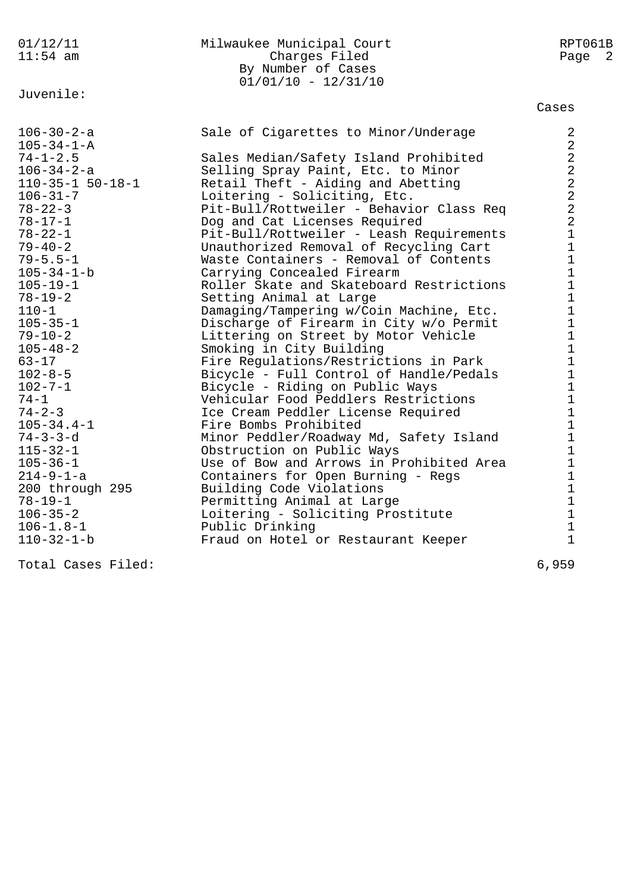Milwaukee Municipal Court
Charges Filed
By Number of Cases
01/01/10 - 12/31/10

Juvenile:

| Code | Description | Cases |
|---|---|---|
| 106-30-2-a | Sale of Cigarettes to Minor/Underage | 2 |
| 105-34-1-A | | 2 |
| 74-1-2.5 | Sales Median/Safety Island Prohibited | 2 |
| 106-34-2-a | Selling Spray Paint, Etc. to Minor | 2 |
| 110-35-1 50-18-1 | Retail Theft - Aiding and Abetting | 2 |
| 106-31-7 | Loitering - Soliciting, Etc. | 2 |
| 78-22-3 | Pit-Bull/Rottweiler - Behavior Class Req | 2 |
| 78-17-1 | Dog and Cat Licenses Required | 2 |
| 78-22-1 | Pit-Bull/Rottweiler - Leash Requirements | 1 |
| 79-40-2 | Unauthorized Removal of Recycling Cart | 1 |
| 79-5.5-1 | Waste Containers - Removal of Contents | 1 |
| 105-34-1-b | Carrying Concealed Firearm | 1 |
| 105-19-1 | Roller Skate and Skateboard Restrictions | 1 |
| 78-19-2 | Setting Animal at Large | 1 |
| 110-1 | Damaging/Tampering w/Coin Machine, Etc. | 1 |
| 105-35-1 | Discharge of Firearm in City w/o Permit | 1 |
| 79-10-2 | Littering on Street by Motor Vehicle | 1 |
| 105-48-2 | Smoking in City Building | 1 |
| 63-17 | Fire Regulations/Restrictions in Park | 1 |
| 102-8-5 | Bicycle - Full Control of Handle/Pedals | 1 |
| 102-7-1 | Bicycle - Riding on Public Ways | 1 |
| 74-1 | Vehicular Food Peddlers Restrictions | 1 |
| 74-2-3 | Ice Cream Peddler License Required | 1 |
| 105-34.4-1 | Fire Bombs Prohibited | 1 |
| 74-3-3-d | Minor Peddler/Roadway Md, Safety Island | 1 |
| 115-32-1 | Obstruction on Public Ways | 1 |
| 105-36-1 | Use of Bow and Arrows in Prohibited Area | 1 |
| 214-9-1-a | Containers for Open Burning - Regs | 1 |
| 200 through 295 | Building Code Violations | 1 |
| 78-19-1 | Permitting Animal at Large | 1 |
| 106-35-2 | Loitering - Soliciting Prostitute | 1 |
| 106-1.8-1 | Public Drinking | 1 |
| 110-32-1-b | Fraud on Hotel or Restaurant Keeper | 1 |
| Total Cases Filed: | | 6,959 |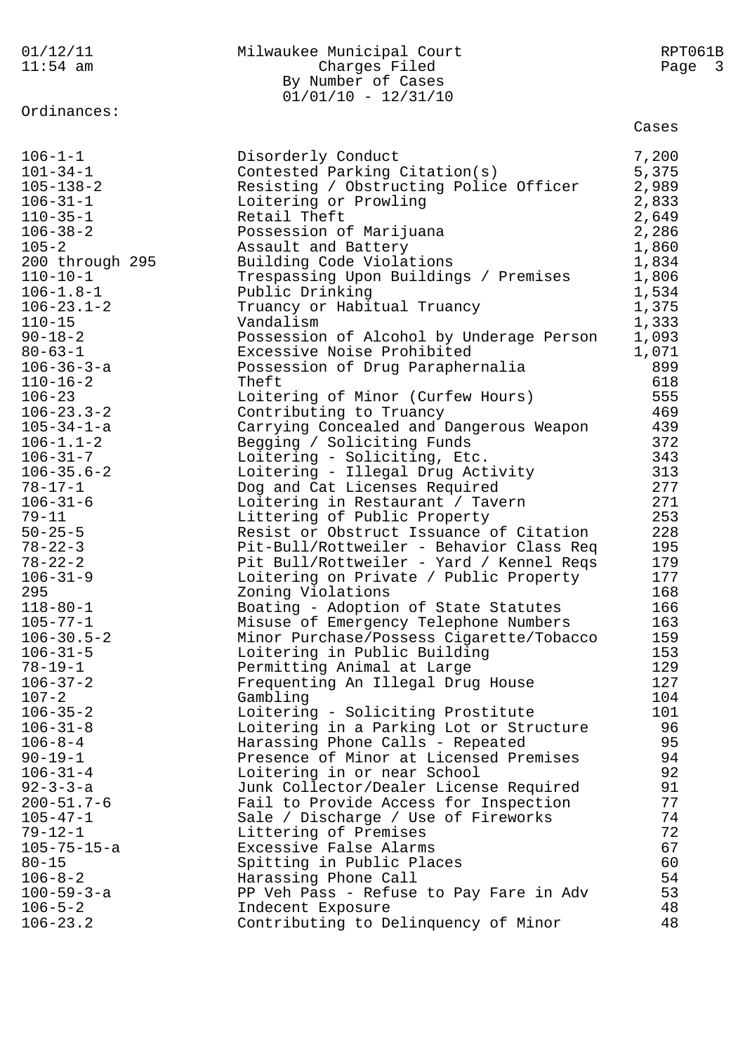Milwaukee Municipal Court
Charges Filed
By Number of Cases
01/01/10 - 12/31/10

Ordinances:

| Ordinance | Charge | Cases |
|---|---|---|
| 106-1-1 | Disorderly Conduct | 7,200 |
| 101-34-1 | Contested Parking Citation(s) | 5,375 |
| 105-138-2 | Resisting / Obstructing Police Officer | 2,989 |
| 106-31-1 | Loitering or Prowling | 2,833 |
| 110-35-1 | Retail Theft | 2,649 |
| 106-38-2 | Possession of Marijuana | 2,286 |
| 105-2 | Assault and Battery | 1,860 |
| 200 through 295 | Building Code Violations | 1,834 |
| 110-10-1 | Trespassing Upon Buildings / Premises | 1,806 |
| 106-1.8-1 | Public Drinking | 1,534 |
| 106-23.1-2 | Truancy or Habitual Truancy | 1,375 |
| 110-15 | Vandalism | 1,333 |
| 90-18-2 | Possession of Alcohol by Underage Person | 1,093 |
| 80-63-1 | Excessive Noise Prohibited | 1,071 |
| 106-36-3-a | Possession of Drug Paraphernalia | 899 |
| 110-16-2 | Theft | 618 |
| 106-23 | Loitering of Minor (Curfew Hours) | 555 |
| 106-23.3-2 | Contributing to Truancy | 469 |
| 105-34-1-a | Carrying Concealed and Dangerous Weapon | 439 |
| 106-1.1-2 | Begging / Soliciting Funds | 372 |
| 106-31-7 | Loitering - Soliciting, Etc. | 343 |
| 106-35.6-2 | Loitering - Illegal Drug Activity | 313 |
| 78-17-1 | Dog and Cat Licenses Required | 277 |
| 106-31-6 | Loitering in Restaurant / Tavern | 271 |
| 79-11 | Littering of Public Property | 253 |
| 50-25-5 | Resist or Obstruct Issuance of Citation | 228 |
| 78-22-3 | Pit-Bull/Rottweiler - Behavior Class Req | 195 |
| 78-22-2 | Pit Bull/Rottweiler - Yard / Kennel Reqs | 179 |
| 106-31-9 | Loitering on Private / Public Property | 177 |
| 295 | Zoning Violations | 168 |
| 118-80-1 | Boating - Adoption of State Statutes | 166 |
| 105-77-1 | Misuse of Emergency Telephone Numbers | 163 |
| 106-30.5-2 | Minor Purchase/Possess Cigarette/Tobacco | 159 |
| 106-31-5 | Loitering in Public Building | 153 |
| 78-19-1 | Permitting Animal at Large | 129 |
| 106-37-2 | Frequenting An Illegal Drug House | 127 |
| 107-2 | Gambling | 104 |
| 106-35-2 | Loitering - Soliciting Prostitute | 101 |
| 106-31-8 | Loitering in a Parking Lot or Structure | 96 |
| 106-8-4 | Harassing Phone Calls - Repeated | 95 |
| 90-19-1 | Presence of Minor at Licensed Premises | 94 |
| 106-31-4 | Loitering in or near School | 92 |
| 92-3-3-a | Junk Collector/Dealer License Required | 91 |
| 200-51.7-6 | Fail to Provide Access for Inspection | 77 |
| 105-47-1 | Sale / Discharge / Use of Fireworks | 74 |
| 79-12-1 | Littering of Premises | 72 |
| 105-75-15-a | Excessive False Alarms | 67 |
| 80-15 | Spitting in Public Places | 60 |
| 106-8-2 | Harassing Phone Call | 54 |
| 100-59-3-a | PP Veh Pass - Refuse to Pay Fare in Adv | 53 |
| 106-5-2 | Indecent Exposure | 48 |
| 106-23.2 | Contributing to Delinquency of Minor | 48 |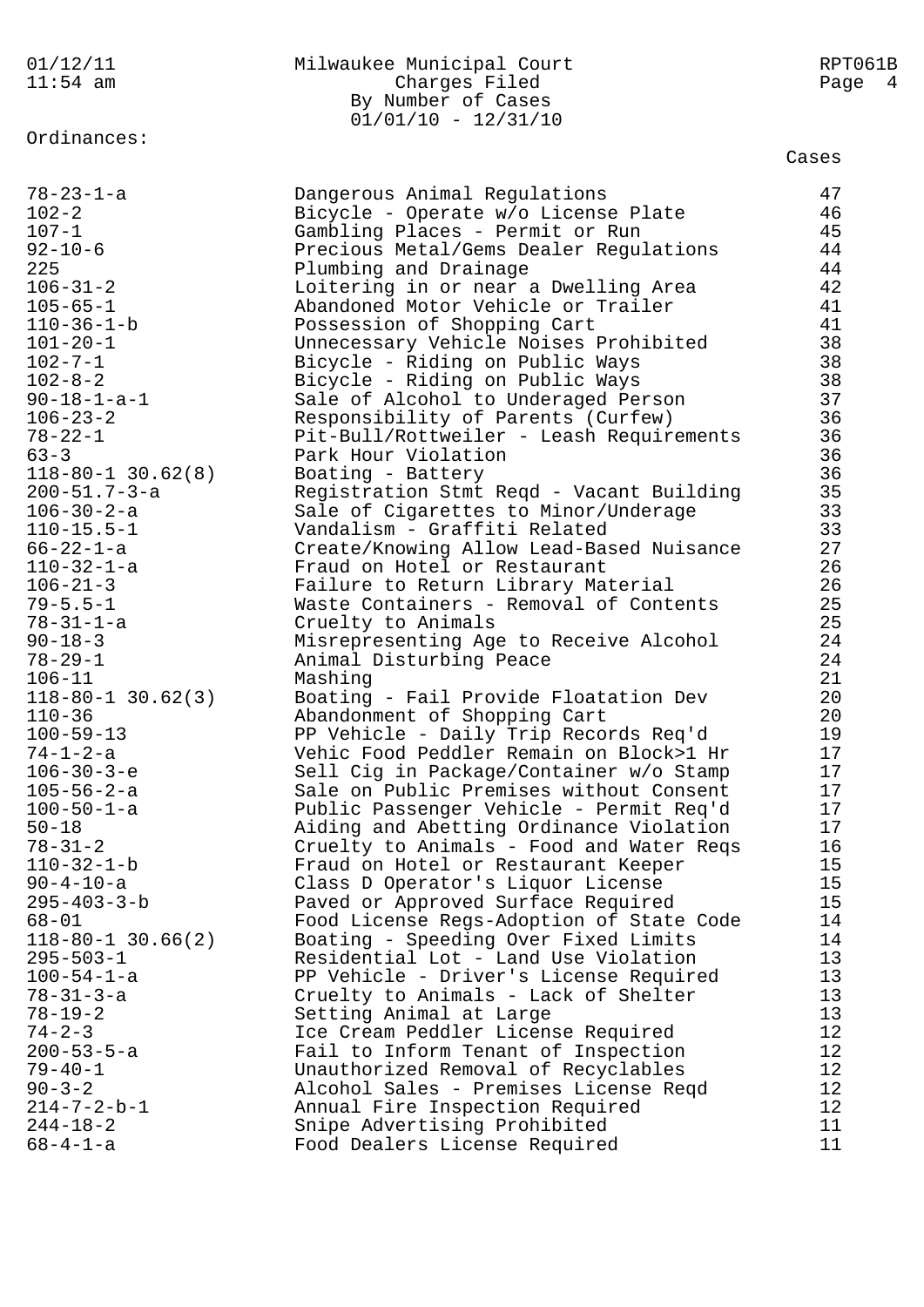01/12/11 Milwaukee Municipal Court RPT061B
11:54 am Charges Filed
By Number of Cases
01/01/10 - 12/31/10

Ordinances:

| Ordinance | Description | Cases |
|---|---|---|
| 78-23-1-a | Dangerous Animal Regulations | 47 |
| 102-2 | Bicycle - Operate w/o License Plate | 46 |
| 107-1 | Gambling Places - Permit or Run | 45 |
| 92-10-6 | Precious Metal/Gems Dealer Regulations | 44 |
| 225 | Plumbing and Drainage | 44 |
| 106-31-2 | Loitering in or near a Dwelling Area | 42 |
| 105-65-1 | Abandoned Motor Vehicle or Trailer | 41 |
| 110-36-1-b | Possession of Shopping Cart | 41 |
| 101-20-1 | Unnecessary Vehicle Noises Prohibited | 38 |
| 102-7-1 | Bicycle - Riding on Public Ways | 38 |
| 102-8-2 | Bicycle - Riding on Public Ways | 38 |
| 90-18-1-a-1 | Sale of Alcohol to Underaged Person | 37 |
| 106-23-2 | Responsibility of Parents (Curfew) | 36 |
| 78-22-1 | Pit-Bull/Rottweiler - Leash Requirements | 36 |
| 63-3 | Park Hour Violation | 36 |
| 118-80-1 30.62(8) | Boating - Battery | 36 |
| 200-51.7-3-a | Registration Stmt Reqd - Vacant Building | 35 |
| 106-30-2-a | Sale of Cigarettes to Minor/Underage | 33 |
| 110-15.5-1 | Vandalism - Graffiti Related | 33 |
| 66-22-1-a | Create/Knowing Allow Lead-Based Nuisance | 27 |
| 110-32-1-a | Fraud on Hotel or Restaurant | 26 |
| 106-21-3 | Failure to Return Library Material | 26 |
| 79-5.5-1 | Waste Containers - Removal of Contents | 25 |
| 78-31-1-a | Cruelty to Animals | 25 |
| 90-18-3 | Misrepresenting Age to Receive Alcohol | 24 |
| 78-29-1 | Animal Disturbing Peace | 24 |
| 106-11 | Mashing | 21 |
| 118-80-1 30.62(3) | Boating - Fail Provide Floatation Dev | 20 |
| 110-36 | Abandonment of Shopping Cart | 20 |
| 100-59-13 | PP Vehicle - Daily Trip Records Req'd | 19 |
| 74-1-2-a | Vehic Food Peddler Remain on Block>1 Hr | 17 |
| 106-30-3-e | Sell Cig in Package/Container w/o Stamp | 17 |
| 105-56-2-a | Sale on Public Premises without Consent | 17 |
| 100-50-1-a | Public Passenger Vehicle - Permit Req'd | 17 |
| 50-18 | Aiding and Abetting Ordinance Violation | 17 |
| 78-31-2 | Cruelty to Animals - Food and Water Reqs | 16 |
| 110-32-1-b | Fraud on Hotel or Restaurant Keeper | 15 |
| 90-4-10-a | Class D Operator's Liquor License | 15 |
| 295-403-3-b | Paved or Approved Surface Required | 15 |
| 68-01 | Food License Regs-Adoption of State Code | 14 |
| 118-80-1 30.66(2) | Boating - Speeding Over Fixed Limits | 14 |
| 295-503-1 | Residential Lot - Land Use Violation | 13 |
| 100-54-1-a | PP Vehicle - Driver's License Required | 13 |
| 78-31-3-a | Cruelty to Animals - Lack of Shelter | 13 |
| 78-19-2 | Setting Animal at Large | 13 |
| 74-2-3 | Ice Cream Peddler License Required | 12 |
| 200-53-5-a | Fail to Inform Tenant of Inspection | 12 |
| 79-40-1 | Unauthorized Removal of Recyclables | 12 |
| 90-3-2 | Alcohol Sales - Premises License Reqd | 12 |
| 214-7-2-b-1 | Annual Fire Inspection Required | 12 |
| 244-18-2 | Snipe Advertising Prohibited | 11 |
| 68-4-1-a | Food Dealers License Required | 11 |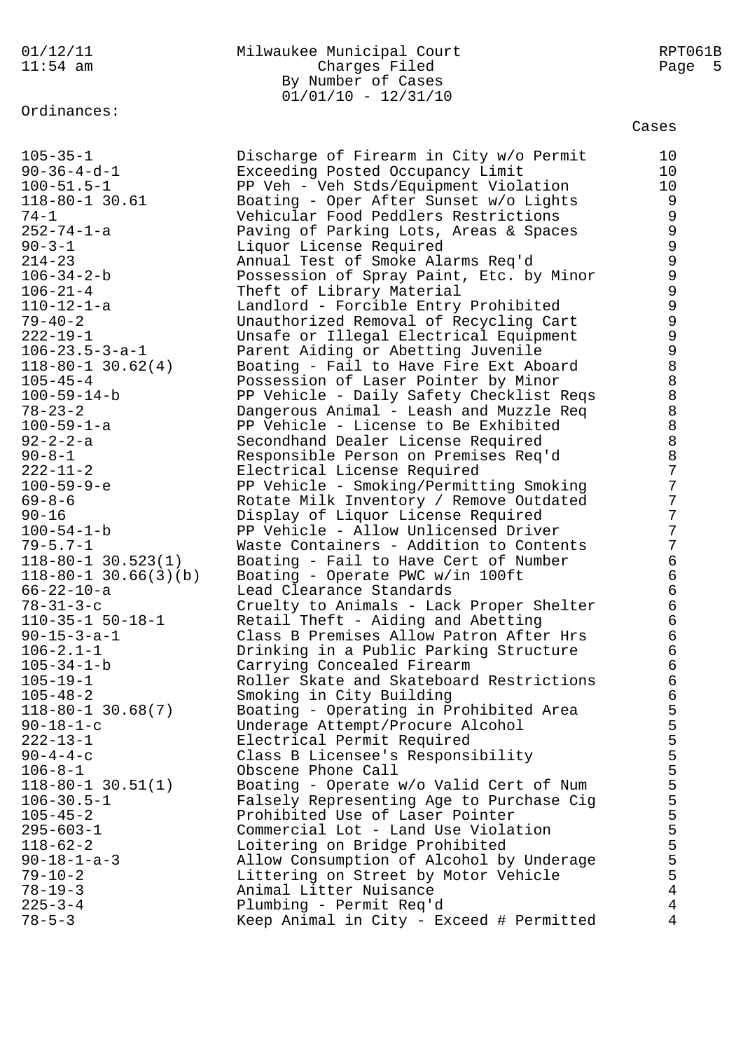Ordinances:

| | | Cases |
|---|---|---|
| 105-35-1 | Discharge of Firearm in City w/o Permit | 10 |
| 90-36-4-d-1 | Exceeding Posted Occupancy Limit | 10 |
| 100-51.5-1 | PP Veh - Veh Stds/Equipment Violation | 10 |
| 118-80-1 30.61 | Boating - Oper After Sunset w/o Lights | 9 |
| 74-1 | Vehicular Food Peddlers Restrictions | 9 |
| 252-74-1-a | Paving of Parking Lots, Areas & Spaces | 9 |
| 90-3-1 | Liquor License Required | 9 |
| 214-23 | Annual Test of Smoke Alarms Req'd | 9 |
| 106-34-2-b | Possession of Spray Paint, Etc. by Minor | 9 |
| 106-21-4 | Theft of Library Material | 9 |
| 110-12-1-a | Landlord - Forcible Entry Prohibited | 9 |
| 79-40-2 | Unauthorized Removal of Recycling Cart | 9 |
| 222-19-1 | Unsafe or Illegal Electrical Equipment | 9 |
| 106-23.5-3-a-1 | Parent Aiding or Abetting Juvenile | 9 |
| 118-80-1 30.62(4) | Boating - Fail to Have Fire Ext Aboard | 8 |
| 105-45-4 | Possession of Laser Pointer by Minor | 8 |
| 100-59-14-b | PP Vehicle - Daily Safety Checklist Reqs | 8 |
| 78-23-2 | Dangerous Animal - Leash and Muzzle Req | 8 |
| 100-59-1-a | PP Vehicle - License to Be Exhibited | 8 |
| 92-2-2-a | Secondhand Dealer License Required | 8 |
| 90-8-1 | Responsible Person on Premises Req'd | 8 |
| 222-11-2 | Electrical License Required | 7 |
| 100-59-9-e | PP Vehicle - Smoking/Permitting Smoking | 7 |
| 69-8-6 | Rotate Milk Inventory / Remove Outdated | 7 |
| 90-16 | Display of Liquor License Required | 7 |
| 100-54-1-b | PP Vehicle - Allow Unlicensed Driver | 7 |
| 79-5.7-1 | Waste Containers - Addition to Contents | 7 |
| 118-80-1 30.523(1) | Boating - Fail to Have Cert of Number | 6 |
| 118-80-1 30.66(3)(b) | Boating - Operate PWC w/in 100ft | 6 |
| 66-22-10-a | Lead Clearance Standards | 6 |
| 78-31-3-c | Cruelty to Animals - Lack Proper Shelter | 6 |
| 110-35-1 50-18-1 | Retail Theft - Aiding and Abetting | 6 |
| 90-15-3-a-1 | Class B Premises Allow Patron After Hrs | 6 |
| 106-2.1-1 | Drinking in a Public Parking Structure | 6 |
| 105-34-1-b | Carrying Concealed Firearm | 6 |
| 105-19-1 | Roller Skate and Skateboard Restrictions | 6 |
| 105-48-2 | Smoking in City Building | 6 |
| 118-80-1 30.68(7) | Boating - Operating in Prohibited Area | 5 |
| 90-18-1-c | Underage Attempt/Procure Alcohol | 5 |
| 222-13-1 | Electrical Permit Required | 5 |
| 90-4-4-c | Class B Licensee's Responsibility | 5 |
| 106-8-1 | Obscene Phone Call | 5 |
| 118-80-1 30.51(1) | Boating - Operate w/o Valid Cert of Num | 5 |
| 106-30.5-1 | Falsely Representing Age to Purchase Cig | 5 |
| 105-45-2 | Prohibited Use of Laser Pointer | 5 |
| 295-603-1 | Commercial Lot - Land Use Violation | 5 |
| 118-62-2 | Loitering on Bridge Prohibited | 5 |
| 90-18-1-a-3 | Allow Consumption of Alcohol by Underage | 5 |
| 79-10-2 | Littering on Street by Motor Vehicle | 5 |
| 78-19-3 | Animal Litter Nuisance | 4 |
| 225-3-4 | Plumbing - Permit Req'd | 4 |
| 78-5-3 | Keep Animal in City - Exceed # Permitted | 4 |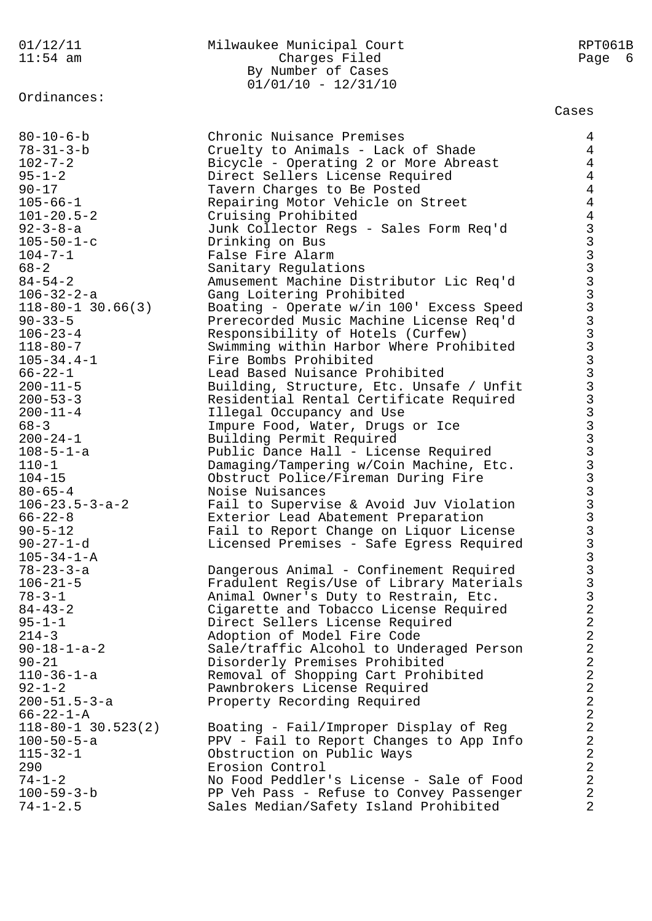Milwaukee Municipal Court
Charges Filed
By Number of Cases
01/01/10 - 12/31/10

Ordinances:

| Ordinance | Description | Cases |
|---|---|---|
| 80-10-6-b | Chronic Nuisance Premises | 4 |
| 78-31-3-b | Cruelty to Animals - Lack of Shade | 4 |
| 102-7-2 | Bicycle - Operating 2 or More Abreast | 4 |
| 95-1-2 | Direct Sellers License Required | 4 |
| 90-17 | Tavern Charges to Be Posted | 4 |
| 105-66-1 | Repairing Motor Vehicle on Street | 4 |
| 101-20.5-2 | Cruising Prohibited | 4 |
| 92-3-8-a | Junk Collector Regs - Sales Form Req'd | 3 |
| 105-50-1-c | Drinking on Bus | 3 |
| 104-7-1 | False Fire Alarm | 3 |
| 68-2 | Sanitary Regulations | 3 |
| 84-54-2 | Amusement Machine Distributor Lic Req'd | 3 |
| 106-32-2-a | Gang Loitering Prohibited | 3 |
| 118-80-1 30.66(3) | Boating - Operate w/in 100' Excess Speed | 3 |
| 90-33-5 | Prerecorded Music Machine License Req'd | 3 |
| 106-23-4 | Responsibility of Hotels (Curfew) | 3 |
| 118-80-7 | Swimming within Harbor Where Prohibited | 3 |
| 105-34.4-1 | Fire Bombs Prohibited | 3 |
| 66-22-1 | Lead Based Nuisance Prohibited | 3 |
| 200-11-5 | Building, Structure, Etc. Unsafe / Unfit | 3 |
| 200-53-3 | Residential Rental Certificate Required | 3 |
| 200-11-4 | Illegal Occupancy and Use | 3 |
| 68-3 | Impure Food, Water, Drugs or Ice | 3 |
| 200-24-1 | Building Permit Required | 3 |
| 108-5-1-a | Public Dance Hall - License Required | 3 |
| 110-1 | Damaging/Tampering w/Coin Machine, Etc. | 3 |
| 104-15 | Obstruct Police/Fireman During Fire | 3 |
| 80-65-4 | Noise Nuisances | 3 |
| 106-23.5-3-a-2 | Fail to Supervise & Avoid Juv Violation | 3 |
| 66-22-8 | Exterior Lead Abatement Preparation | 3 |
| 90-5-12 | Fail to Report Change on Liquor License | 3 |
| 90-27-1-d | Licensed Premises - Safe Egress Required | 3 |
| 105-34-1-A | | 3 |
| 78-23-3-a | Dangerous Animal - Confinement Required | 3 |
| 106-21-5 | Fradulent Regis/Use of Library Materials | 3 |
| 78-3-1 | Animal Owner's Duty to Restrain, Etc. | 3 |
| 84-43-2 | Cigarette and Tobacco License Required | 2 |
| 95-1-1 | Direct Sellers License Required | 2 |
| 214-3 | Adoption of Model Fire Code | 2 |
| 90-18-1-a-2 | Sale/traffic Alcohol to Underaged Person | 2 |
| 90-21 | Disorderly Premises Prohibited | 2 |
| 110-36-1-a | Removal of Shopping Cart Prohibited | 2 |
| 92-1-2 | Pawnbrokers License Required | 2 |
| 200-51.5-3-a | Property Recording Required | 2 |
| 66-22-1-A | | 2 |
| 118-80-1 30.523(2) | Boating - Fail/Improper Display of Reg | 2 |
| 100-50-5-a | PPV - Fail to Report Changes to App Info | 2 |
| 115-32-1 | Obstruction on Public Ways | 2 |
| 290 | Erosion Control | 2 |
| 74-1-2 | No Food Peddler's License - Sale of Food | 2 |
| 100-59-3-b | PP Veh Pass - Refuse to Convey Passenger | 2 |
| 74-1-2.5 | Sales Median/Safety Island Prohibited | 2 |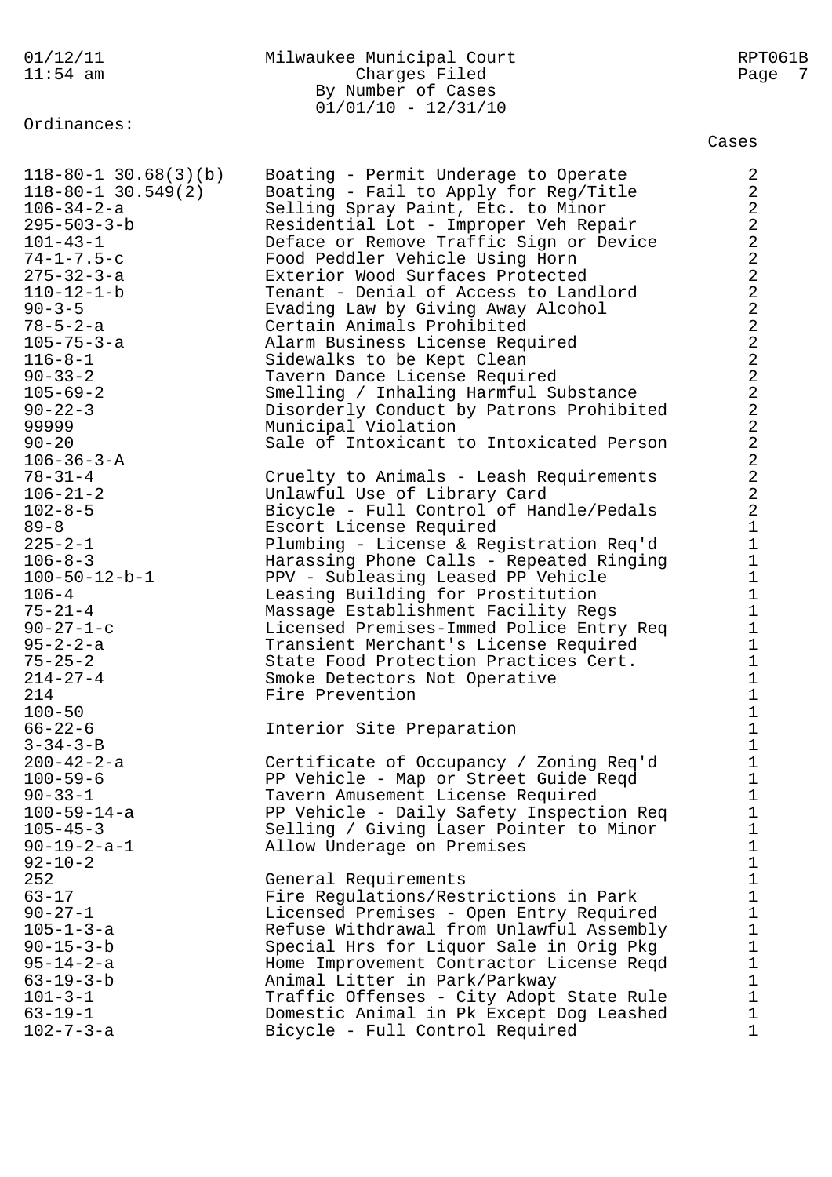Milwaukee Municipal Court
Charges Filed
By Number of Cases
01/01/10 - 12/31/10

Ordinances:

| Ordinance | Description | Cases |
|---|---|---|
| 118-80-1 30.68(3)(b) | Boating - Permit Underage to Operate | 2 |
| 118-80-1 30.549(2) | Boating - Fail to Apply for Reg/Title | 2 |
| 106-34-2-a | Selling Spray Paint, Etc. to Minor | 2 |
| 295-503-3-b | Residential Lot - Improper Veh Repair | 2 |
| 101-43-1 | Deface or Remove Traffic Sign or Device | 2 |
| 74-1-7.5-c | Food Peddler Vehicle Using Horn | 2 |
| 275-32-3-a | Exterior Wood Surfaces Protected | 2 |
| 110-12-1-b | Tenant - Denial of Access to Landlord | 2 |
| 90-3-5 | Evading Law by Giving Away Alcohol | 2 |
| 78-5-2-a | Certain Animals Prohibited | 2 |
| 105-75-3-a | Alarm Business License Required | 2 |
| 116-8-1 | Sidewalks to be Kept Clean | 2 |
| 90-33-2 | Tavern Dance License Required | 2 |
| 105-69-2 | Smelling / Inhaling Harmful Substance | 2 |
| 90-22-3 | Disorderly Conduct by Patrons Prohibited | 2 |
| 99999 | Municipal Violation | 2 |
| 90-20 | Sale of Intoxicant to Intoxicated Person | 2 |
| 106-36-3-A | | 2 |
| 78-31-4 | Cruelty to Animals - Leash Requirements | 2 |
| 106-21-2 | Unlawful Use of Library Card | 2 |
| 102-8-5 | Bicycle - Full Control of Handle/Pedals | 2 |
| 89-8 | Escort License Required | 1 |
| 225-2-1 | Plumbing - License & Registration Req'd | 1 |
| 106-8-3 | Harassing Phone Calls - Repeated Ringing | 1 |
| 100-50-12-b-1 | PPV - Subleasing Leased PP Vehicle | 1 |
| 106-4 | Leasing Building for Prostitution | 1 |
| 75-21-4 | Massage Establishment Facility Regs | 1 |
| 90-27-1-c | Licensed Premises-Immed Police Entry Req | 1 |
| 95-2-2-a | Transient Merchant's License Required | 1 |
| 75-25-2 | State Food Protection Practices Cert. | 1 |
| 214-27-4 | Smoke Detectors Not Operative | 1 |
| 214 | Fire Prevention | 1 |
| 100-50 | | 1 |
| 66-22-6 | Interior Site Preparation | 1 |
| 3-34-3-B | | 1 |
| 200-42-2-a | Certificate of Occupancy / Zoning Req'd | 1 |
| 100-59-6 | PP Vehicle - Map or Street Guide Reqd | 1 |
| 90-33-1 | Tavern Amusement License Required | 1 |
| 100-59-14-a | PP Vehicle - Daily Safety Inspection Req | 1 |
| 105-45-3 | Selling / Giving Laser Pointer to Minor | 1 |
| 90-19-2-a-1 | Allow Underage on Premises | 1 |
| 92-10-2 | | 1 |
| 252 | General Requirements | 1 |
| 63-17 | Fire Regulations/Restrictions in Park | 1 |
| 90-27-1 | Licensed Premises - Open Entry Required | 1 |
| 105-1-3-a | Refuse Withdrawal from Unlawful Assembly | 1 |
| 90-15-3-b | Special Hrs for Liquor Sale in Orig Pkg | 1 |
| 95-14-2-a | Home Improvement Contractor License Reqd | 1 |
| 63-19-3-b | Animal Litter in Park/Parkway | 1 |
| 101-3-1 | Traffic Offenses - City Adopt State Rule | 1 |
| 63-19-1 | Domestic Animal in Pk Except Dog Leashed | 1 |
| 102-7-3-a | Bicycle - Full Control Required | 1 |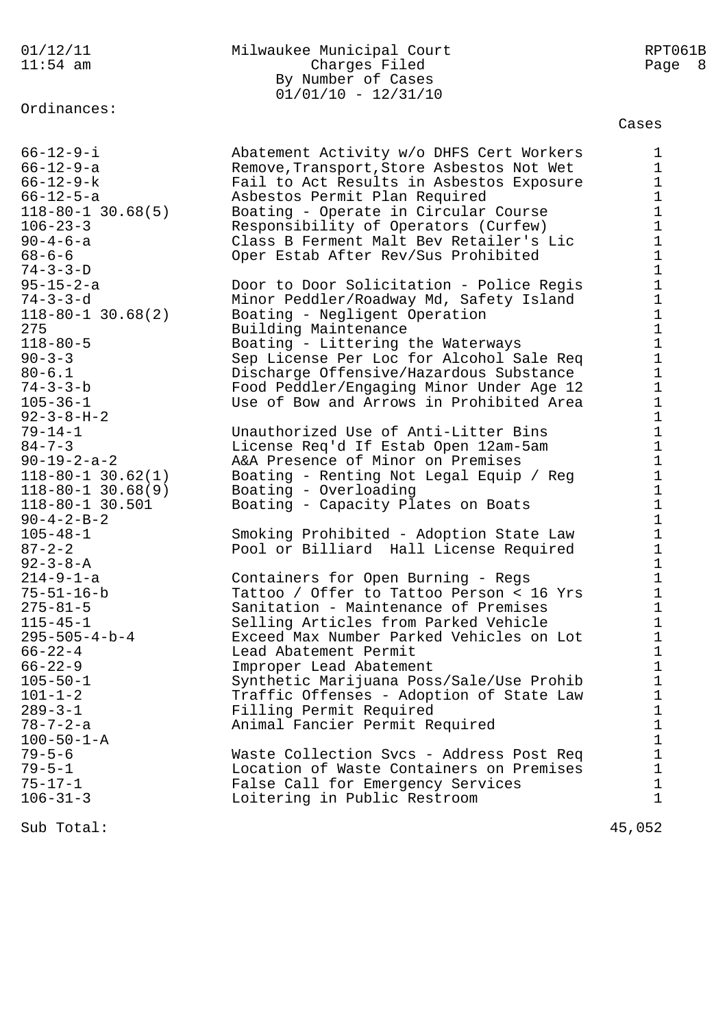Milwaukee Municipal Court
Charges Filed
By Number of Cases
01/01/10 - 12/31/10

Ordinances:

| Ordinance | Description | Cases |
|---|---|---|
| 66-12-9-i | Abatement Activity w/o DHFS Cert Workers | 1 |
| 66-12-9-a | Remove,Transport,Store Asbestos Not Wet | 1 |
| 66-12-9-k | Fail to Act Results in Asbestos Exposure | 1 |
| 66-12-5-a | Asbestos Permit Plan Required | 1 |
| 118-80-1 30.68(5) | Boating - Operate in Circular Course | 1 |
| 106-23-3 | Responsibility of Operators (Curfew) | 1 |
| 90-4-6-a | Class B Ferment Malt Bev Retailer's Lic | 1 |
| 68-6-6 | Oper Estab After Rev/Sus Prohibited | 1 |
| 74-3-3-D | | 1 |
| 95-15-2-a | Door to Door Solicitation - Police Regis | 1 |
| 74-3-3-d | Minor Peddler/Roadway Md, Safety Island | 1 |
| 118-80-1 30.68(2) | Boating - Negligent Operation | 1 |
| 275 | Building Maintenance | 1 |
| 118-80-5 | Boating - Littering the Waterways | 1 |
| 90-3-3 | Sep License Per Loc for Alcohol Sale Req | 1 |
| 80-6.1 | Discharge Offensive/Hazardous Substance | 1 |
| 74-3-3-b | Food Peddler/Engaging Minor Under Age 12 | 1 |
| 105-36-1 | Use of Bow and Arrows in Prohibited Area | 1 |
| 92-3-8-H-2 | | 1 |
| 79-14-1 | Unauthorized Use of Anti-Litter Bins | 1 |
| 84-7-3 | License Req'd If Estab Open 12am-5am | 1 |
| 90-19-2-a-2 | A&A Presence of Minor on Premises | 1 |
| 118-80-1 30.62(1) | Boating - Renting Not Legal Equip / Reg | 1 |
| 118-80-1 30.68(9) | Boating - Overloading | 1 |
| 118-80-1 30.501 | Boating - Capacity Plates on Boats | 1 |
| 90-4-2-B-2 | | 1 |
| 105-48-1 | Smoking Prohibited - Adoption State Law | 1 |
| 87-2-2 | Pool or Billiard  Hall License Required | 1 |
| 92-3-8-A | | 1 |
| 214-9-1-a | Containers for Open Burning - Regs | 1 |
| 75-51-16-b | Tattoo / Offer to Tattoo Person < 16 Yrs | 1 |
| 275-81-5 | Sanitation - Maintenance of Premises | 1 |
| 115-45-1 | Selling Articles from Parked Vehicle | 1 |
| 295-505-4-b-4 | Exceed Max Number Parked Vehicles on Lot | 1 |
| 66-22-4 | Lead Abatement Permit | 1 |
| 66-22-9 | Improper Lead Abatement | 1 |
| 105-50-1 | Synthetic Marijuana Poss/Sale/Use Prohib | 1 |
| 101-1-2 | Traffic Offenses - Adoption of State Law | 1 |
| 289-3-1 | Filling Permit Required | 1 |
| 78-7-2-a | Animal Fancier Permit Required | 1 |
| 100-50-1-A | | 1 |
| 79-5-6 | Waste Collection Svcs - Address Post Req | 1 |
| 79-5-1 | Location of Waste Containers on Premises | 1 |
| 75-17-1 | False Call for Emergency Services | 1 |
| 106-31-3 | Loitering in Public Restroom | 1 |
| Sub Total: | | 45,052 |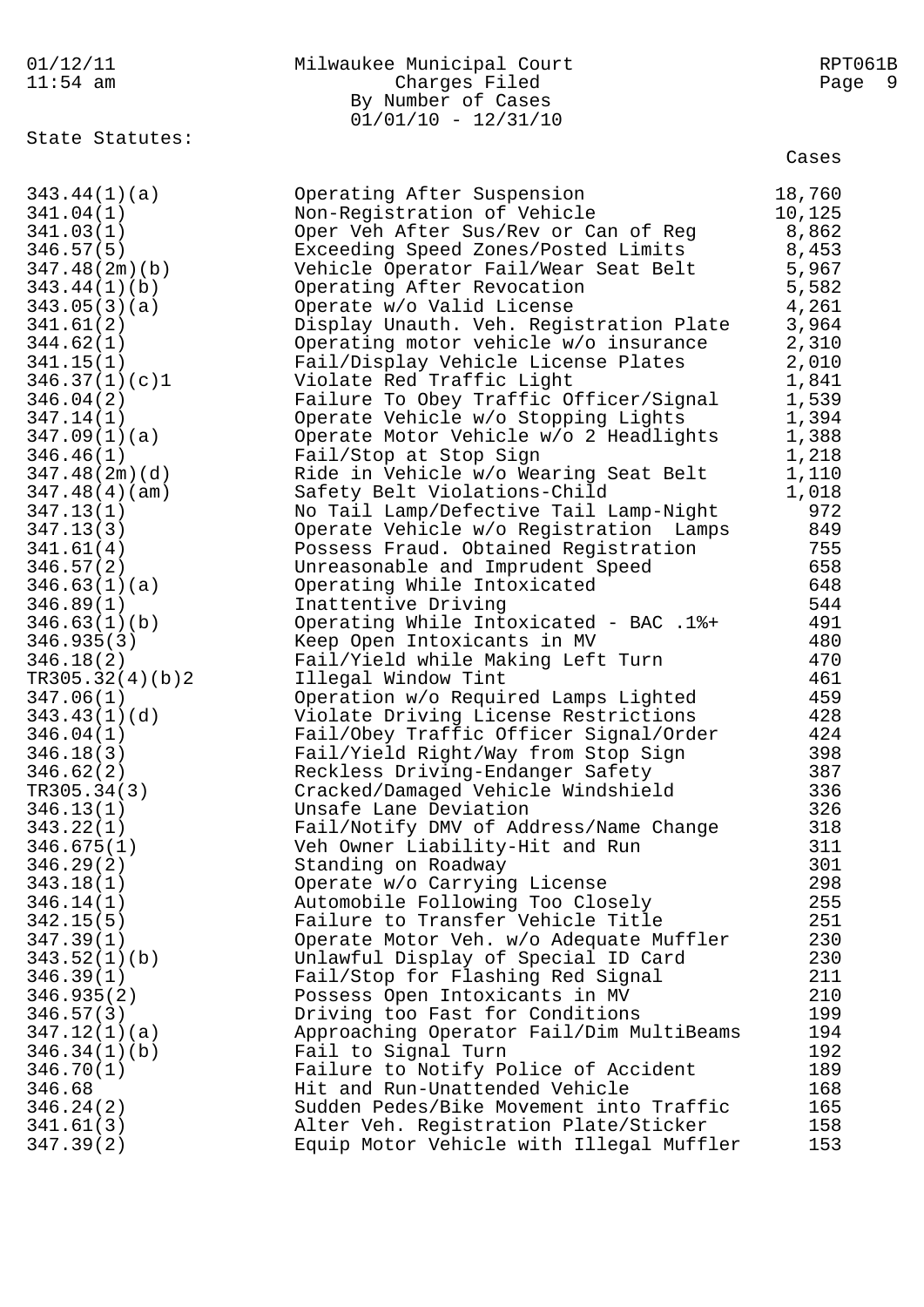01/12/11
11:54 am

Milwaukee Municipal Court
Charges Filed
By Number of Cases
01/01/10 - 12/31/10

RPT061B

State Statutes:

| Statute | Description | Cases |
|---|---|---|
| 343.44(1)(a) | Operating After Suspension | 18,760 |
| 341.04(1) | Non-Registration of Vehicle | 10,125 |
| 341.03(1) | Oper Veh After Sus/Rev or Can of Reg | 8,862 |
| 346.57(5) | Exceeding Speed Zones/Posted Limits | 8,453 |
| 347.48(2m)(b) | Vehicle Operator Fail/Wear Seat Belt | 5,967 |
| 343.44(1)(b) | Operating After Revocation | 5,582 |
| 343.05(3)(a) | Operate w/o Valid License | 4,261 |
| 341.61(2) | Display Unauth. Veh. Registration Plate | 3,964 |
| 344.62(1) | Operating motor vehicle w/o insurance | 2,310 |
| 341.15(1) | Fail/Display Vehicle License Plates | 2,010 |
| 346.37(1)(c)1 | Violate Red Traffic Light | 1,841 |
| 346.04(2) | Failure To Obey Traffic Officer/Signal | 1,539 |
| 347.14(1) | Operate Vehicle w/o Stopping Lights | 1,394 |
| 347.09(1)(a) | Operate Motor Vehicle w/o 2 Headlights | 1,388 |
| 346.46(1) | Fail/Stop at Stop Sign | 1,218 |
| 347.48(2m)(d) | Ride in Vehicle w/o Wearing Seat Belt | 1,110 |
| 347.48(4)(am) | Safety Belt Violations-Child | 1,018 |
| 347.13(1) | No Tail Lamp/Defective Tail Lamp-Night | 972 |
| 347.13(3) | Operate Vehicle w/o Registration Lamps | 849 |
| 341.61(4) | Possess Fraud. Obtained Registration | 755 |
| 346.57(2) | Unreasonable and Imprudent Speed | 658 |
| 346.63(1)(a) | Operating While Intoxicated | 648 |
| 346.89(1) | Inattentive Driving | 544 |
| 346.63(1)(b) | Operating While Intoxicated - BAC .1%+ | 491 |
| 346.935(3) | Keep Open Intoxicants in MV | 480 |
| 346.18(2) | Fail/Yield while Making Left Turn | 470 |
| TR305.32(4)(b)2 | Illegal Window Tint | 461 |
| 347.06(1) | Operation w/o Required Lamps Lighted | 459 |
| 343.43(1)(d) | Violate Driving License Restrictions | 428 |
| 346.04(1) | Fail/Obey Traffic Officer Signal/Order | 424 |
| 346.18(3) | Fail/Yield Right/Way from Stop Sign | 398 |
| 346.62(2) | Reckless Driving-Endanger Safety | 387 |
| TR305.34(3) | Cracked/Damaged Vehicle Windshield | 336 |
| 346.13(1) | Unsafe Lane Deviation | 326 |
| 343.22(1) | Fail/Notify DMV of Address/Name Change | 318 |
| 346.675(1) | Veh Owner Liability-Hit and Run | 311 |
| 346.29(2) | Standing on Roadway | 301 |
| 343.18(1) | Operate w/o Carrying License | 298 |
| 346.14(1) | Automobile Following Too Closely | 255 |
| 342.15(5) | Failure to Transfer Vehicle Title | 251 |
| 347.39(1) | Operate Motor Veh. w/o Adequate Muffler | 230 |
| 343.52(1)(b) | Unlawful Display of Special ID Card | 230 |
| 346.39(1) | Fail/Stop for Flashing Red Signal | 211 |
| 346.935(2) | Possess Open Intoxicants in MV | 210 |
| 346.57(3) | Driving too Fast for Conditions | 199 |
| 347.12(1)(a) | Approaching Operator Fail/Dim MultiBeams | 194 |
| 346.34(1)(b) | Fail to Signal Turn | 192 |
| 346.70(1) | Failure to Notify Police of Accident | 189 |
| 346.68 | Hit and Run-Unattended Vehicle | 168 |
| 346.24(2) | Sudden Pedes/Bike Movement into Traffic | 165 |
| 341.61(3) | Alter Veh. Registration Plate/Sticker | 158 |
| 347.39(2) | Equip Motor Vehicle with Illegal Muffler | 153 |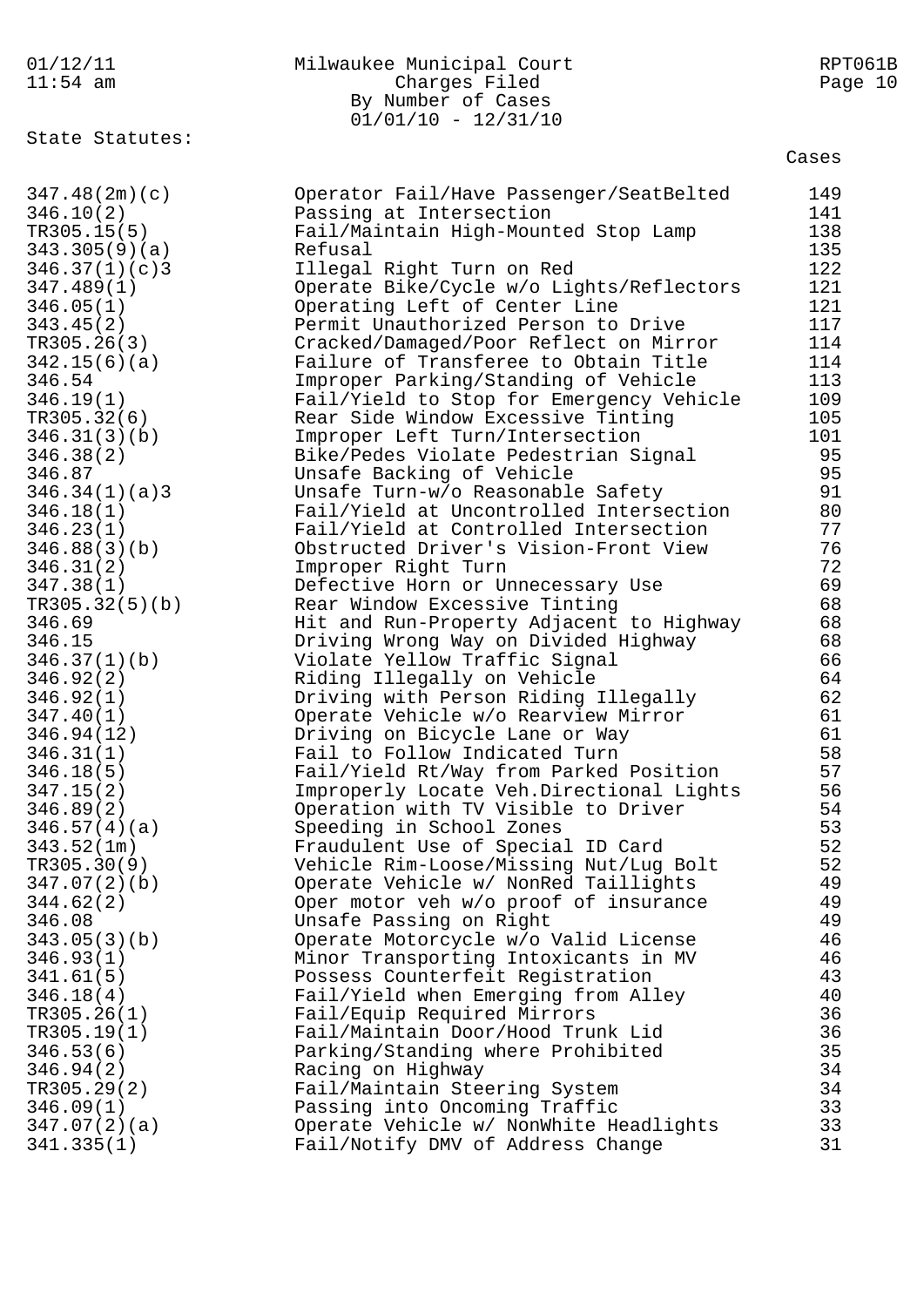Milwaukee Municipal Court
Charges Filed
By Number of Cases
01/01/10 - 12/31/10

State Statutes:

| Statute | Description | Cases |
|---|---|---|
| 347.48(2m)(c) | Operator Fail/Have Passenger/SeatBelted | 149 |
| 346.10(2) | Passing at Intersection | 141 |
| TR305.15(5) | Fail/Maintain High-Mounted Stop Lamp | 138 |
| 343.305(9)(a) | Refusal | 135 |
| 346.37(1)(c)3 | Illegal Right Turn on Red | 122 |
| 347.489(1) | Operate Bike/Cycle w/o Lights/Reflectors | 121 |
| 346.05(1) | Operating Left of Center Line | 121 |
| 343.45(2) | Permit Unauthorized Person to Drive | 117 |
| TR305.26(3) | Cracked/Damaged/Poor Reflect on Mirror | 114 |
| 342.15(6)(a) | Failure of Transferee to Obtain Title | 114 |
| 346.54 | Improper Parking/Standing of Vehicle | 113 |
| 346.19(1) | Fail/Yield to Stop for Emergency Vehicle | 109 |
| TR305.32(6) | Rear Side Window Excessive Tinting | 105 |
| 346.31(3)(b) | Improper Left Turn/Intersection | 101 |
| 346.38(2) | Bike/Pedes Violate Pedestrian Signal | 95 |
| 346.87 | Unsafe Backing of Vehicle | 95 |
| 346.34(1)(a)3 | Unsafe Turn-w/o Reasonable Safety | 91 |
| 346.18(1) | Fail/Yield at Uncontrolled Intersection | 80 |
| 346.23(1) | Fail/Yield at Controlled Intersection | 77 |
| 346.88(3)(b) | Obstructed Driver's Vision-Front View | 76 |
| 346.31(2) | Improper Right Turn | 72 |
| 347.38(1) | Defective Horn or Unnecessary Use | 69 |
| TR305.32(5)(b) | Rear Window Excessive Tinting | 68 |
| 346.69 | Hit and Run-Property Adjacent to Highway | 68 |
| 346.15 | Driving Wrong Way on Divided Highway | 68 |
| 346.37(1)(b) | Violate Yellow Traffic Signal | 66 |
| 346.92(2) | Riding Illegally on Vehicle | 64 |
| 346.92(1) | Driving with Person Riding Illegally | 62 |
| 347.40(1) | Operate Vehicle w/o Rearview Mirror | 61 |
| 346.94(12) | Driving on Bicycle Lane or Way | 61 |
| 346.31(1) | Fail to Follow Indicated Turn | 58 |
| 346.18(5) | Fail/Yield Rt/Way from Parked Position | 57 |
| 347.15(2) | Improperly Locate Veh.Directional Lights | 56 |
| 346.89(2) | Operation with TV Visible to Driver | 54 |
| 346.57(4)(a) | Speeding in School Zones | 53 |
| 343.52(1m) | Fraudulent Use of Special ID Card | 52 |
| TR305.30(9) | Vehicle Rim-Loose/Missing Nut/Lug Bolt | 52 |
| 347.07(2)(b) | Operate Vehicle w/ NonRed Taillights | 49 |
| 344.62(2) | Oper motor veh w/o proof of insurance | 49 |
| 346.08 | Unsafe Passing on Right | 49 |
| 343.05(3)(b) | Operate Motorcycle w/o Valid License | 46 |
| 346.93(1) | Minor Transporting Intoxicants in MV | 46 |
| 341.61(5) | Possess Counterfeit Registration | 43 |
| 346.18(4) | Fail/Yield when Emerging from Alley | 40 |
| TR305.26(1) | Fail/Equip Required Mirrors | 36 |
| TR305.19(1) | Fail/Maintain Door/Hood Trunk Lid | 36 |
| 346.53(6) | Parking/Standing where Prohibited | 35 |
| 346.94(2) | Racing on Highway | 34 |
| TR305.29(2) | Fail/Maintain Steering System | 34 |
| 346.09(1) | Passing into Oncoming Traffic | 33 |
| 347.07(2)(a) | Operate Vehicle w/ NonWhite Headlights | 33 |
| 341.335(1) | Fail/Notify DMV of Address Change | 31 |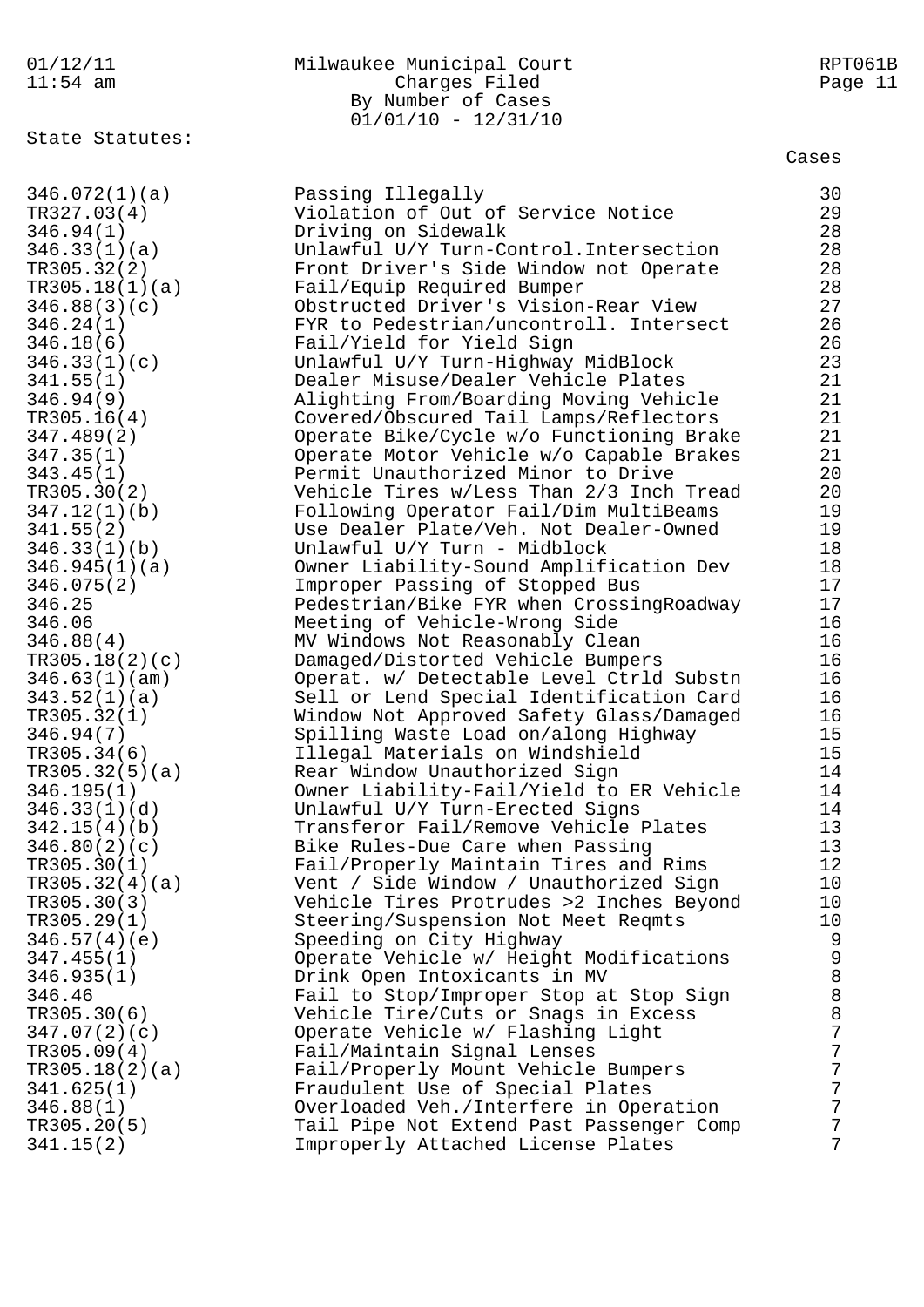State Statutes:

| Statute | Description | Cases |
|---|---|---|
| 346.072(1)(a) | Passing Illegally | 30 |
| TR327.03(4) | Violation of Out of Service Notice | 29 |
| 346.94(1) | Driving on Sidewalk | 28 |
| 346.33(1)(a) | Unlawful U/Y Turn-Control.Intersection | 28 |
| TR305.32(2) | Front Driver's Side Window not Operate | 28 |
| TR305.18(1)(a) | Fail/Equip Required Bumper | 28 |
| 346.88(3)(c) | Obstructed Driver's Vision-Rear View | 27 |
| 346.24(1) | FYR to Pedestrian/uncontroll. Intersect | 26 |
| 346.18(6) | Fail/Yield for Yield Sign | 26 |
| 346.33(1)(c) | Unlawful U/Y Turn-Highway MidBlock | 23 |
| 341.55(1) | Dealer Misuse/Dealer Vehicle Plates | 21 |
| 346.94(9) | Alighting From/Boarding Moving Vehicle | 21 |
| TR305.16(4) | Covered/Obscured Tail Lamps/Reflectors | 21 |
| 347.489(2) | Operate Bike/Cycle w/o Functioning Brake | 21 |
| 347.35(1) | Operate Motor Vehicle w/o Capable Brakes | 21 |
| 343.45(1) | Permit Unauthorized Minor to Drive | 20 |
| TR305.30(2) | Vehicle Tires w/Less Than 2/3 Inch Tread | 20 |
| 347.12(1)(b) | Following Operator Fail/Dim MultiBeams | 19 |
| 341.55(2) | Use Dealer Plate/Veh. Not Dealer-Owned | 19 |
| 346.33(1)(b) | Unlawful U/Y Turn - Midblock | 18 |
| 346.945(1)(a) | Owner Liability-Sound Amplification Dev | 18 |
| 346.075(2) | Improper Passing of Stopped Bus | 17 |
| 346.25 | Pedestrian/Bike FYR when CrossingRoadway | 17 |
| 346.06 | Meeting of Vehicle-Wrong Side | 16 |
| 346.88(4) | MV Windows Not Reasonably Clean | 16 |
| TR305.18(2)(c) | Damaged/Distorted Vehicle Bumpers | 16 |
| 346.63(1)(am) | Operat. w/ Detectable Level Ctrld Substn | 16 |
| 343.52(1)(a) | Sell or Lend Special Identification Card | 16 |
| TR305.32(1) | Window Not Approved Safety Glass/Damaged | 16 |
| 346.94(7) | Spilling Waste Load on/along Highway | 15 |
| TR305.34(6) | Illegal Materials on Windshield | 15 |
| TR305.32(5)(a) | Rear Window Unauthorized Sign | 14 |
| 346.195(1) | Owner Liability-Fail/Yield to ER Vehicle | 14 |
| 346.33(1)(d) | Unlawful U/Y Turn-Erected Signs | 14 |
| 342.15(4)(b) | Transferor Fail/Remove Vehicle Plates | 13 |
| 346.80(2)(c) | Bike Rules-Due Care when Passing | 13 |
| TR305.30(1) | Fail/Properly Maintain Tires and Rims | 12 |
| TR305.32(4)(a) | Vent / Side Window / Unauthorized Sign | 10 |
| TR305.30(3) | Vehicle Tires Protrudes >2 Inches Beyond | 10 |
| TR305.29(1) | Steering/Suspension Not Meet Reqmts | 10 |
| 346.57(4)(e) | Speeding on City Highway | 9 |
| 347.455(1) | Operate Vehicle w/ Height Modifications | 9 |
| 346.935(1) | Drink Open Intoxicants in MV | 8 |
| 346.46 | Fail to Stop/Improper Stop at Stop Sign | 8 |
| TR305.30(6) | Vehicle Tire/Cuts or Snags in Excess | 8 |
| 347.07(2)(c) | Operate Vehicle w/ Flashing Light | 7 |
| TR305.09(4) | Fail/Maintain Signal Lenses | 7 |
| TR305.18(2)(a) | Fail/Properly Mount Vehicle Bumpers | 7 |
| 341.625(1) | Fraudulent Use of Special Plates | 7 |
| 346.88(1) | Overloaded Veh./Interfere in Operation | 7 |
| TR305.20(5) | Tail Pipe Not Extend Past Passenger Comp | 7 |
| 341.15(2) | Improperly Attached License Plates | 7 |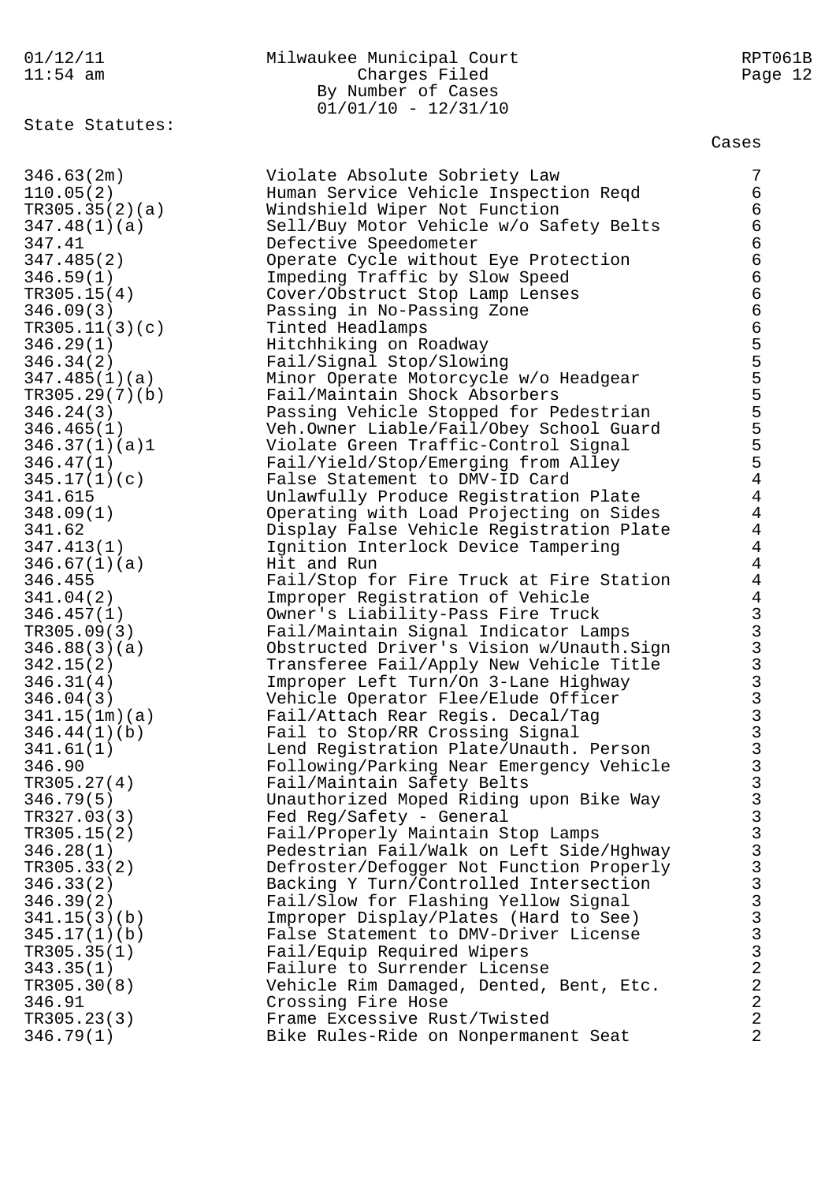Milwaukee Municipal Court
Charges Filed
By Number of Cases
01/01/10 - 12/31/10

State Statutes:

| Statute | Description | Cases |
|---|---|---|
| 346.63(2m) | Violate Absolute Sobriety Law | 7 |
| 110.05(2) | Human Service Vehicle Inspection Reqd | 6 |
| TR305.35(2)(a) | Windshield Wiper Not Function | 6 |
| 347.48(1)(a) | Sell/Buy Motor Vehicle w/o Safety Belts | 6 |
| 347.41 | Defective Speedometer | 6 |
| 347.485(2) | Operate Cycle without Eye Protection | 6 |
| 346.59(1) | Impeding Traffic by Slow Speed | 6 |
| TR305.15(4) | Cover/Obstruct Stop Lamp Lenses | 6 |
| 346.09(3) | Passing in No-Passing Zone | 6 |
| TR305.11(3)(c) | Tinted Headlamps | 6 |
| 346.29(1) | Hitchhiking on Roadway | 5 |
| 346.34(2) | Fail/Signal Stop/Slowing | 5 |
| 347.485(1)(a) | Minor Operate Motorcycle w/o Headgear | 5 |
| TR305.29(7)(b) | Fail/Maintain Shock Absorbers | 5 |
| 346.24(3) | Passing Vehicle Stopped for Pedestrian | 5 |
| 346.465(1) | Veh.Owner Liable/Fail/Obey School Guard | 5 |
| 346.37(1)(a)1 | Violate Green Traffic-Control Signal | 5 |
| 346.47(1) | Fail/Yield/Stop/Emerging from Alley | 5 |
| 345.17(1)(c) | False Statement to DMV-ID Card | 4 |
| 341.615 | Unlawfully Produce Registration Plate | 4 |
| 348.09(1) | Operating with Load Projecting on Sides | 4 |
| 341.62 | Display False Vehicle Registration Plate | 4 |
| 347.413(1) | Ignition Interlock Device Tampering | 4 |
| 346.67(1)(a) | Hit and Run | 4 |
| 346.455 | Fail/Stop for Fire Truck at Fire Station | 4 |
| 341.04(2) | Improper Registration of Vehicle | 4 |
| 346.457(1) | Owner's Liability-Pass Fire Truck | 3 |
| TR305.09(3) | Fail/Maintain Signal Indicator Lamps | 3 |
| 346.88(3)(a) | Obstructed Driver's Vision w/Unauth.Sign | 3 |
| 342.15(2) | Transferee Fail/Apply New Vehicle Title | 3 |
| 346.31(4) | Improper Left Turn/On 3-Lane Highway | 3 |
| 346.04(3) | Vehicle Operator Flee/Elude Officer | 3 |
| 341.15(1m)(a) | Fail/Attach Rear Regis. Decal/Tag | 3 |
| 346.44(1)(b) | Fail to Stop/RR Crossing Signal | 3 |
| 341.61(1) | Lend Registration Plate/Unauth. Person | 3 |
| 346.90 | Following/Parking Near Emergency Vehicle | 3 |
| TR305.27(4) | Fail/Maintain Safety Belts | 3 |
| 346.79(5) | Unauthorized Moped Riding upon Bike Way | 3 |
| TR327.03(3) | Fed Reg/Safety - General | 3 |
| TR305.15(2) | Fail/Properly Maintain Stop Lamps | 3 |
| 346.28(1) | Pedestrian Fail/Walk on Left Side/Hghway | 3 |
| TR305.33(2) | Defroster/Defogger Not Function Properly | 3 |
| 346.33(2) | Backing Y Turn/Controlled Intersection | 3 |
| 346.39(2) | Fail/Slow for Flashing Yellow Signal | 3 |
| 341.15(3)(b) | Improper Display/Plates (Hard to See) | 3 |
| 345.17(1)(b) | False Statement to DMV-Driver License | 3 |
| TR305.35(1) | Fail/Equip Required Wipers | 3 |
| 343.35(1) | Failure to Surrender License | 2 |
| TR305.30(8) | Vehicle Rim Damaged, Dented, Bent, Etc. | 2 |
| 346.91 | Crossing Fire Hose | 2 |
| TR305.23(3) | Frame Excessive Rust/Twisted | 2 |
| 346.79(1) | Bike Rules-Ride on Nonpermanent Seat | 2 |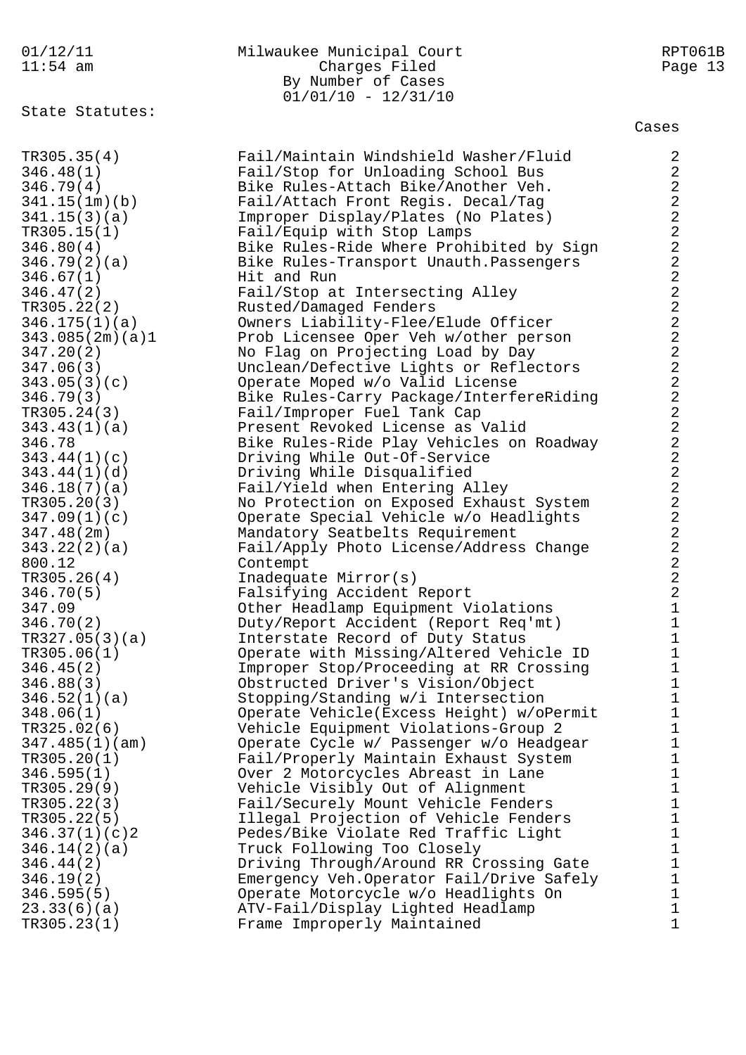State Statutes:

| Statute | Description | Cases |
|---|---|---|
| TR305.35(4) | Fail/Maintain Windshield Washer/Fluid | 2 |
| 346.48(1) | Fail/Stop for Unloading School Bus | 2 |
| 346.79(4) | Bike Rules-Attach Bike/Another Veh. | 2 |
| 341.15(1m)(b) | Fail/Attach Front Regis. Decal/Tag | 2 |
| 341.15(3)(a) | Improper Display/Plates (No Plates) | 2 |
| TR305.15(1) | Fail/Equip with Stop Lamps | 2 |
| 346.80(4) | Bike Rules-Ride Where Prohibited by Sign | 2 |
| 346.79(2)(a) | Bike Rules-Transport Unauth.Passengers | 2 |
| 346.67(1) | Hit and Run | 2 |
| 346.47(2) | Fail/Stop at Intersecting Alley | 2 |
| TR305.22(2) | Rusted/Damaged Fenders | 2 |
| 346.175(1)(a) | Owners Liability-Flee/Elude Officer | 2 |
| 343.085(2m)(a)1 | Prob Licensee Oper Veh w/other person | 2 |
| 347.20(2) | No Flag on Projecting Load by Day | 2 |
| 347.06(3) | Unclean/Defective Lights or Reflectors | 2 |
| 343.05(3)(c) | Operate Moped w/o Valid License | 2 |
| 346.79(3) | Bike Rules-Carry Package/InterfereRiding | 2 |
| TR305.24(3) | Fail/Improper Fuel Tank Cap | 2 |
| 343.43(1)(a) | Present Revoked License as Valid | 2 |
| 346.78 | Bike Rules-Ride Play Vehicles on Roadway | 2 |
| 343.44(1)(c) | Driving While Out-Of-Service | 2 |
| 343.44(1)(d) | Driving While Disqualified | 2 |
| 346.18(7)(a) | Fail/Yield when Entering Alley | 2 |
| TR305.20(3) | No Protection on Exposed Exhaust System | 2 |
| 347.09(1)(c) | Operate Special Vehicle w/o Headlights | 2 |
| 347.48(2m) | Mandatory Seatbelts Requirement | 2 |
| 343.22(2)(a) | Fail/Apply Photo License/Address Change | 2 |
| 800.12 | Contempt | 2 |
| TR305.26(4) | Inadequate Mirror(s) | 2 |
| 346.70(5) | Falsifying Accident Report | 2 |
| 347.09 | Other Headlamp Equipment Violations | 1 |
| 346.70(2) | Duty/Report Accident (Report Req'mt) | 1 |
| TR327.05(3)(a) | Interstate Record of Duty Status | 1 |
| TR305.06(1) | Operate with Missing/Altered Vehicle ID | 1 |
| 346.45(2) | Improper Stop/Proceeding at RR Crossing | 1 |
| 346.88(3) | Obstructed Driver's Vision/Object | 1 |
| 346.52(1)(a) | Stopping/Standing w/i Intersection | 1 |
| 348.06(1) | Operate Vehicle(Excess Height) w/oPermit | 1 |
| TR325.02(6) | Vehicle Equipment Violations-Group 2 | 1 |
| 347.485(1)(am) | Operate Cycle w/ Passenger w/o Headgear | 1 |
| TR305.20(1) | Fail/Properly Maintain Exhaust System | 1 |
| 346.595(1) | Over 2 Motorcycles Abreast in Lane | 1 |
| TR305.29(9) | Vehicle Visibly Out of Alignment | 1 |
| TR305.22(3) | Fail/Securely Mount Vehicle Fenders | 1 |
| TR305.22(5) | Illegal Projection of Vehicle Fenders | 1 |
| 346.37(1)(c)2 | Pedes/Bike Violate Red Traffic Light | 1 |
| 346.14(2)(a) | Truck Following Too Closely | 1 |
| 346.44(2) | Driving Through/Around RR Crossing Gate | 1 |
| 346.19(2) | Emergency Veh.Operator Fail/Drive Safely | 1 |
| 346.595(5) | Operate Motorcycle w/o Headlights On | 1 |
| 23.33(6)(a) | ATV-Fail/Display Lighted Headlamp | 1 |
| TR305.23(1) | Frame Improperly Maintained | 1 |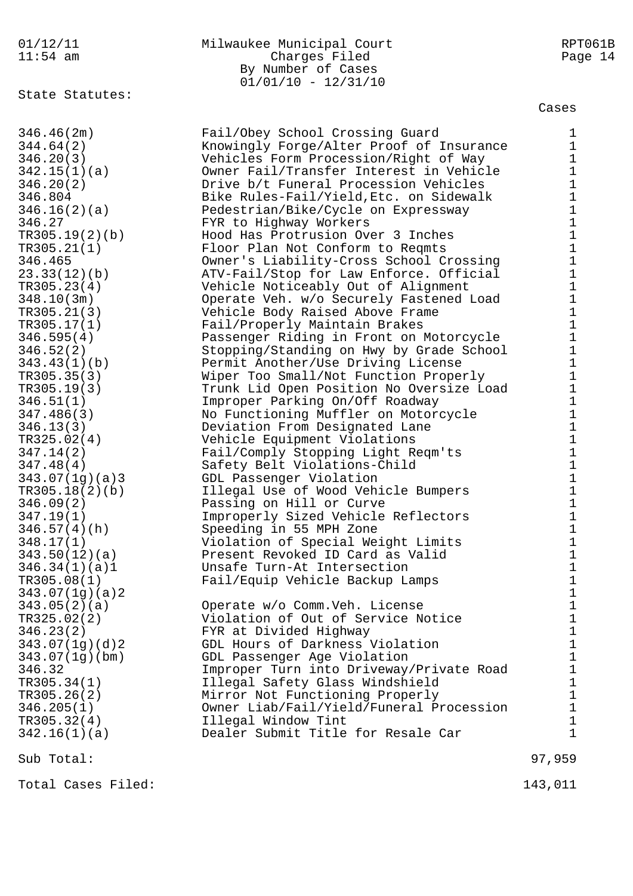Milwaukee Municipal Court
Charges Filed
By Number of Cases
01/01/10 - 12/31/10

State Statutes:

| | | Cases |
|---|---|---|
| 346.46(2m) | Fail/Obey School Crossing Guard | 1 |
| 344.64(2) | Knowingly Forge/Alter Proof of Insurance | 1 |
| 346.20(3) | Vehicles Form Procession/Right of Way | 1 |
| 342.15(1)(a) | Owner Fail/Transfer Interest in Vehicle | 1 |
| 346.20(2) | Drive b/t Funeral Procession Vehicles | 1 |
| 346.804 | Bike Rules-Fail/Yield,Etc. on Sidewalk | 1 |
| 346.16(2)(a) | Pedestrian/Bike/Cycle on Expressway | 1 |
| 346.27 | FYR to Highway Workers | 1 |
| TR305.19(2)(b) | Hood Has Protrusion Over 3 Inches | 1 |
| TR305.21(1) | Floor Plan Not Conform to Reqmts | 1 |
| 346.465 | Owner's Liability-Cross School Crossing | 1 |
| 23.33(12)(b) | ATV-Fail/Stop for Law Enforce. Official | 1 |
| TR305.23(4) | Vehicle Noticeably Out of Alignment | 1 |
| 348.10(3m) | Operate Veh. w/o Securely Fastened Load | 1 |
| TR305.21(3) | Vehicle Body Raised Above Frame | 1 |
| TR305.17(1) | Fail/Properly Maintain Brakes | 1 |
| 346.595(4) | Passenger Riding in Front on Motorcycle | 1 |
| 346.52(2) | Stopping/Standing on Hwy by Grade School | 1 |
| 343.43(1)(b) | Permit Another/Use Driving License | 1 |
| TR305.35(3) | Wiper Too Small/Not Function Properly | 1 |
| TR305.19(3) | Trunk Lid Open Position No Oversize Load | 1 |
| 346.51(1) | Improper Parking On/Off Roadway | 1 |
| 347.486(3) | No Functioning Muffler on Motorcycle | 1 |
| 346.13(3) | Deviation From Designated Lane | 1 |
| TR325.02(4) | Vehicle Equipment Violations | 1 |
| 347.14(2) | Fail/Comply Stopping Light Reqm'ts | 1 |
| 347.48(4) | Safety Belt Violations-Child | 1 |
| 343.07(1g)(a)3 | GDL Passenger Violation | 1 |
| TR305.18(2)(b) | Illegal Use of Wood Vehicle Bumpers | 1 |
| 346.09(2) | Passing on Hill or Curve | 1 |
| 347.19(1) | Improperly Sized Vehicle Reflectors | 1 |
| 346.57(4)(h) | Speeding in 55 MPH Zone | 1 |
| 348.17(1) | Violation of Special Weight Limits | 1 |
| 343.50(12)(a) | Present Revoked ID Card as Valid | 1 |
| 346.34(1)(a)1 | Unsafe Turn-At Intersection | 1 |
| TR305.08(1) | Fail/Equip Vehicle Backup Lamps | 1 |
| 343.07(1g)(a)2 | | 1 |
| 343.05(2)(a) | Operate w/o Comm.Veh. License | 1 |
| TR325.02(2) | Violation of Out of Service Notice | 1 |
| 346.23(2) | FYR at Divided Highway | 1 |
| 343.07(1g)(d)2 | GDL Hours of Darkness Violation | 1 |
| 343.07(1g)(bm) | GDL Passenger Age Violation | 1 |
| 346.32 | Improper Turn into Driveway/Private Road | 1 |
| TR305.34(1) | Illegal Safety Glass Windshield | 1 |
| TR305.26(2) | Mirror Not Functioning Properly | 1 |
| 346.205(1) | Owner Liab/Fail/Yield/Funeral Procession | 1 |
| TR305.32(4) | Illegal Window Tint | 1 |
| 342.16(1)(a) | Dealer Submit Title for Resale Car | 1 |
| Sub Total: | | 97,959 |
| Total Cases Filed: | | 143,011 |